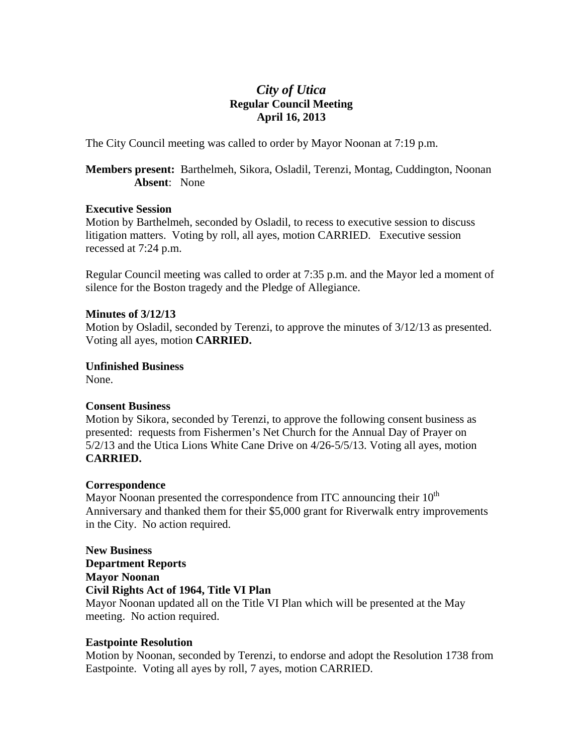# *City of Utica*
## Regular Council Meeting
## April 16, 2013

The City Council meeting was called to order by Mayor Noonan at 7:19 p.m.

**Members present:** Barthelmeh, Sikora, Osladil, Terenzi, Montag, Cuddington, Noonan
**Absent**: None

**Executive Session**
Motion by Barthelmeh, seconded by Osladil, to recess to executive session to discuss litigation matters. Voting by roll, all ayes, motion CARRIED. Executive session recessed at 7:24 p.m.

Regular Council meeting was called to order at 7:35 p.m. and the Mayor led a moment of silence for the Boston tragedy and the Pledge of Allegiance.

**Minutes of 3/12/13**
Motion by Osladil, seconded by Terenzi, to approve the minutes of 3/12/13 as presented. Voting all ayes, motion **CARRIED.**

**Unfinished Business**
None.

**Consent Business**
Motion by Sikora, seconded by Terenzi, to approve the following consent business as presented: requests from Fishermen's Net Church for the Annual Day of Prayer on 5/2/13 and the Utica Lions White Cane Drive on 4/26-5/5/13. Voting all ayes, motion **CARRIED.**

**Correspondence**
Mayor Noonan presented the correspondence from ITC announcing their 10th Anniversary and thanked them for their $5,000 grant for Riverwalk entry improvements in the City. No action required.

**New Business**
**Department Reports**
**Mayor Noonan**
**Civil Rights Act of 1964, Title VI Plan**
Mayor Noonan updated all on the Title VI Plan which will be presented at the May meeting. No action required.

**Eastpointe Resolution**
Motion by Noonan, seconded by Terenzi, to endorse and adopt the Resolution 1738 from Eastpointe. Voting all ayes by roll, 7 ayes, motion CARRIED.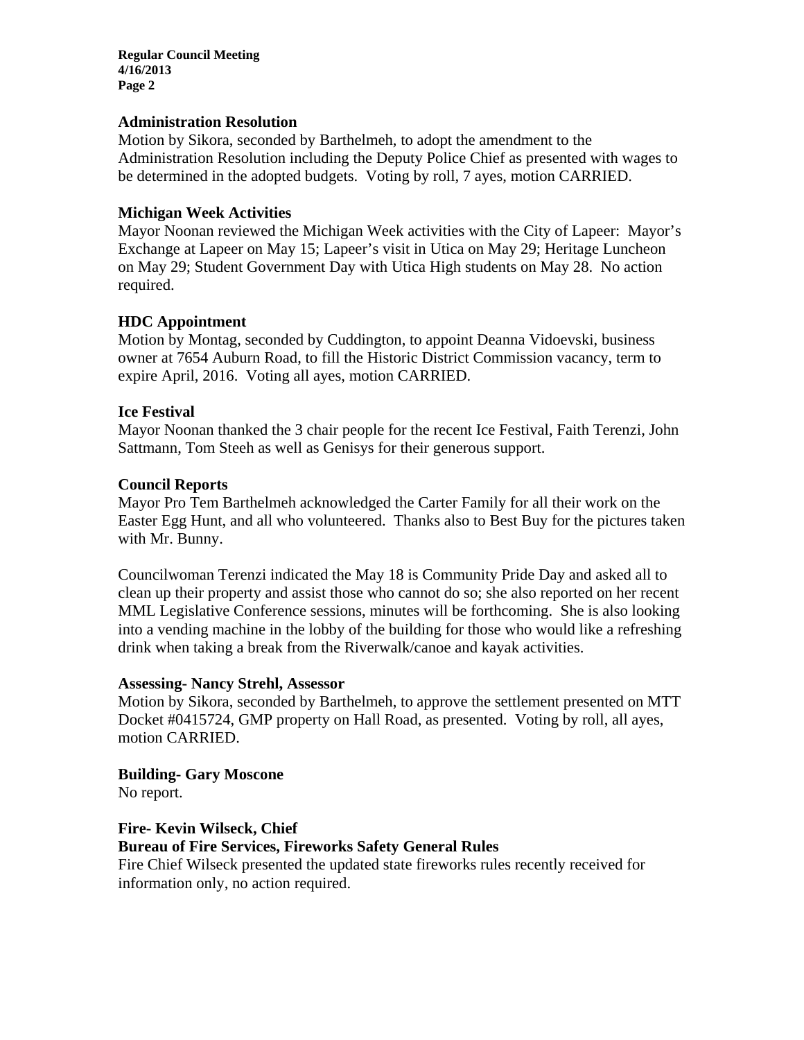### Administration Resolution

Motion by Sikora, seconded by Barthelmeh, to adopt the amendment to the Administration Resolution including the Deputy Police Chief as presented with wages to be determined in the adopted budgets. Voting by roll, 7 ayes, motion CARRIED.

### Michigan Week Activities

Mayor Noonan reviewed the Michigan Week activities with the City of Lapeer: Mayor's Exchange at Lapeer on May 15; Lapeer's visit in Utica on May 29; Heritage Luncheon on May 29; Student Government Day with Utica High students on May 28. No action required.

### HDC Appointment

Motion by Montag, seconded by Cuddington, to appoint Deanna Vidoevski, business owner at 7654 Auburn Road, to fill the Historic District Commission vacancy, term to expire April, 2016. Voting all ayes, motion CARRIED.

### Ice Festival

Mayor Noonan thanked the 3 chair people for the recent Ice Festival, Faith Terenzi, John Sattmann, Tom Steeh as well as Genisys for their generous support.

### Council Reports

Mayor Pro Tem Barthelmeh acknowledged the Carter Family for all their work on the Easter Egg Hunt, and all who volunteered. Thanks also to Best Buy for the pictures taken with Mr. Bunny.

Councilwoman Terenzi indicated the May 18 is Community Pride Day and asked all to clean up their property and assist those who cannot do so; she also reported on her recent MML Legislative Conference sessions, minutes will be forthcoming. She is also looking into a vending machine in the lobby of the building for those who would like a refreshing drink when taking a break from the Riverwalk/canoe and kayak activities.

### Assessing- Nancy Strehl, Assessor

Motion by Sikora, seconded by Barthelmeh, to approve the settlement presented on MTT Docket #0415724, GMP property on Hall Road, as presented. Voting by roll, all ayes, motion CARRIED.

### Building- Gary Moscone

No report.

### Fire- Kevin Wilseck, Chief

#### Bureau of Fire Services, Fireworks Safety General Rules

Fire Chief Wilseck presented the updated state fireworks rules recently received for information only, no action required.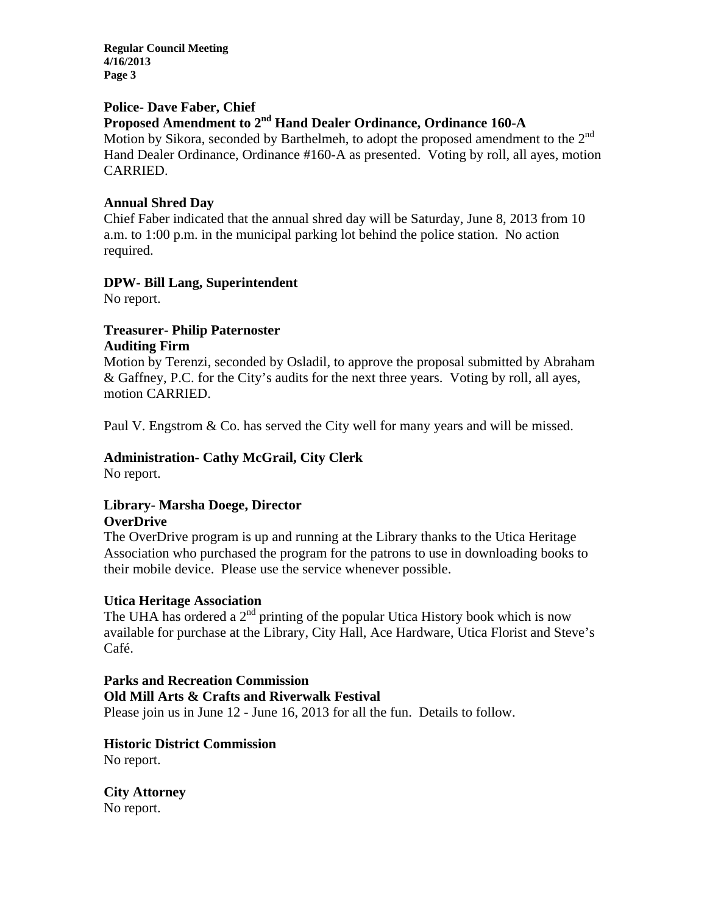**Police- Dave Faber, Chief**

**Proposed Amendment to 2nd Hand Dealer Ordinance, Ordinance 160-A**

Motion by Sikora, seconded by Barthelmeh, to adopt the proposed amendment to the 2nd Hand Dealer Ordinance, Ordinance #160-A as presented. Voting by roll, all ayes, motion CARRIED.

**Annual Shred Day**

Chief Faber indicated that the annual shred day will be Saturday, June 8, 2013 from 10 a.m. to 1:00 p.m. in the municipal parking lot behind the police station. No action required.

**DPW- Bill Lang, Superintendent**

No report.

**Treasurer- Philip Paternoster**

**Auditing Firm**

Motion by Terenzi, seconded by Osladil, to approve the proposal submitted by Abraham & Gaffney, P.C. for the City's audits for the next three years. Voting by roll, all ayes, motion CARRIED.

Paul V. Engstrom & Co. has served the City well for many years and will be missed.

**Administration- Cathy McGrail, City Clerk**

No report.

**Library- Marsha Doege, Director**

**OverDrive**

The OverDrive program is up and running at the Library thanks to the Utica Heritage Association who purchased the program for the patrons to use in downloading books to their mobile device. Please use the service whenever possible.

**Utica Heritage Association**

The UHA has ordered a 2nd printing of the popular Utica History book which is now available for purchase at the Library, City Hall, Ace Hardware, Utica Florist and Steve's Café.

**Parks and Recreation Commission**

**Old Mill Arts & Crafts and Riverwalk Festival**

Please join us in June 12 - June 16, 2013 for all the fun. Details to follow.

**Historic District Commission**

No report.

**City Attorney**

No report.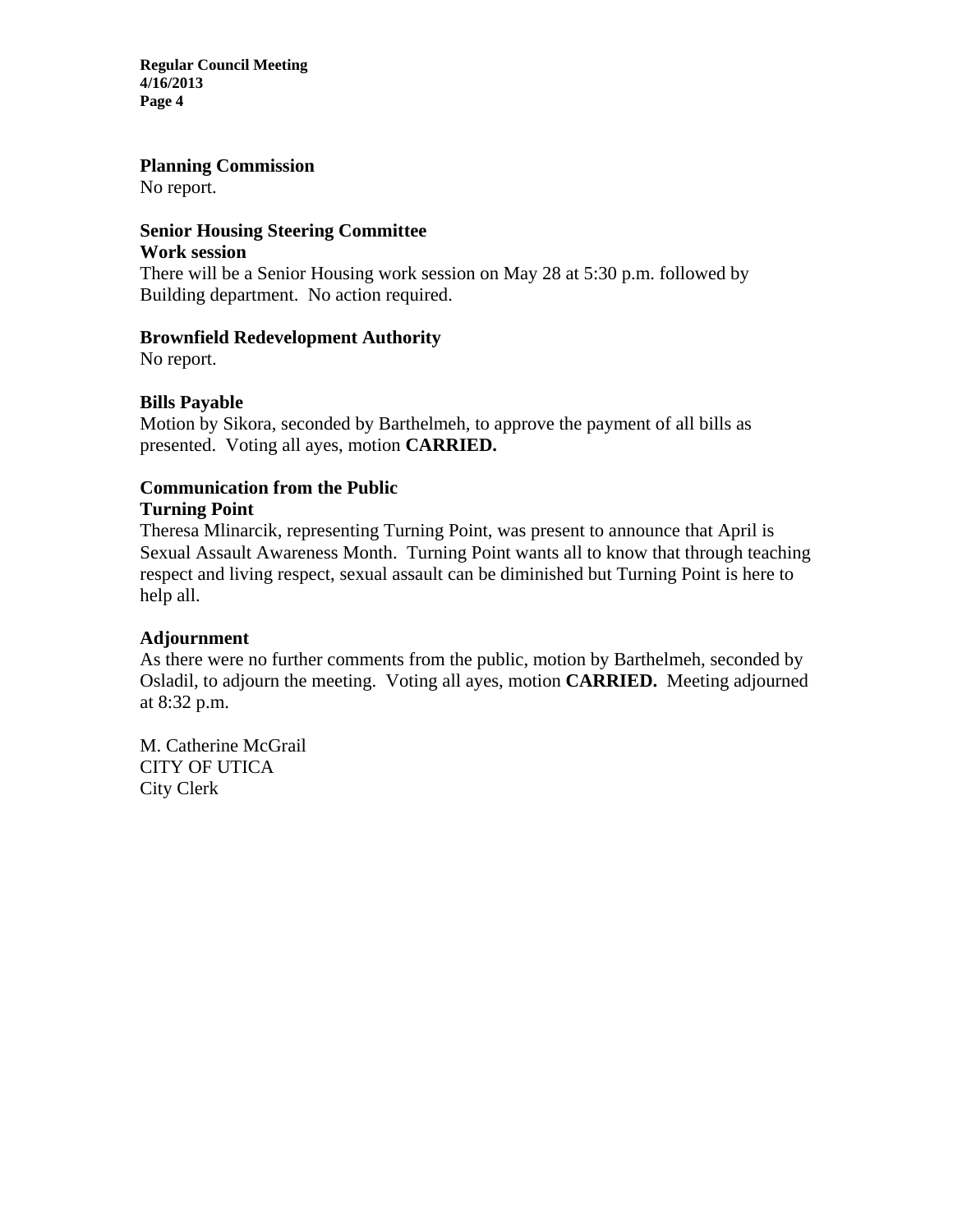**Planning Commission**
No report.

**Senior Housing Steering Committee**
**Work session**
There will be a Senior Housing work session on May 28 at 5:30 p.m. followed by Building department. No action required.

**Brownfield Redevelopment Authority**
No report.

**Bills Payable**
Motion by Sikora, seconded by Barthelmeh, to approve the payment of all bills as presented. Voting all ayes, motion **CARRIED.**

**Communication from the Public**
**Turning Point**
Theresa Mlinarcik, representing Turning Point, was present to announce that April is Sexual Assault Awareness Month. Turning Point wants all to know that through teaching respect and living respect, sexual assault can be diminished but Turning Point is here to help all.

**Adjournment**
As there were no further comments from the public, motion by Barthelmeh, seconded by Osladil, to adjourn the meeting. Voting all ayes, motion **CARRIED.** Meeting adjourned at 8:32 p.m.

M. Catherine McGrail
CITY OF UTICA
City Clerk